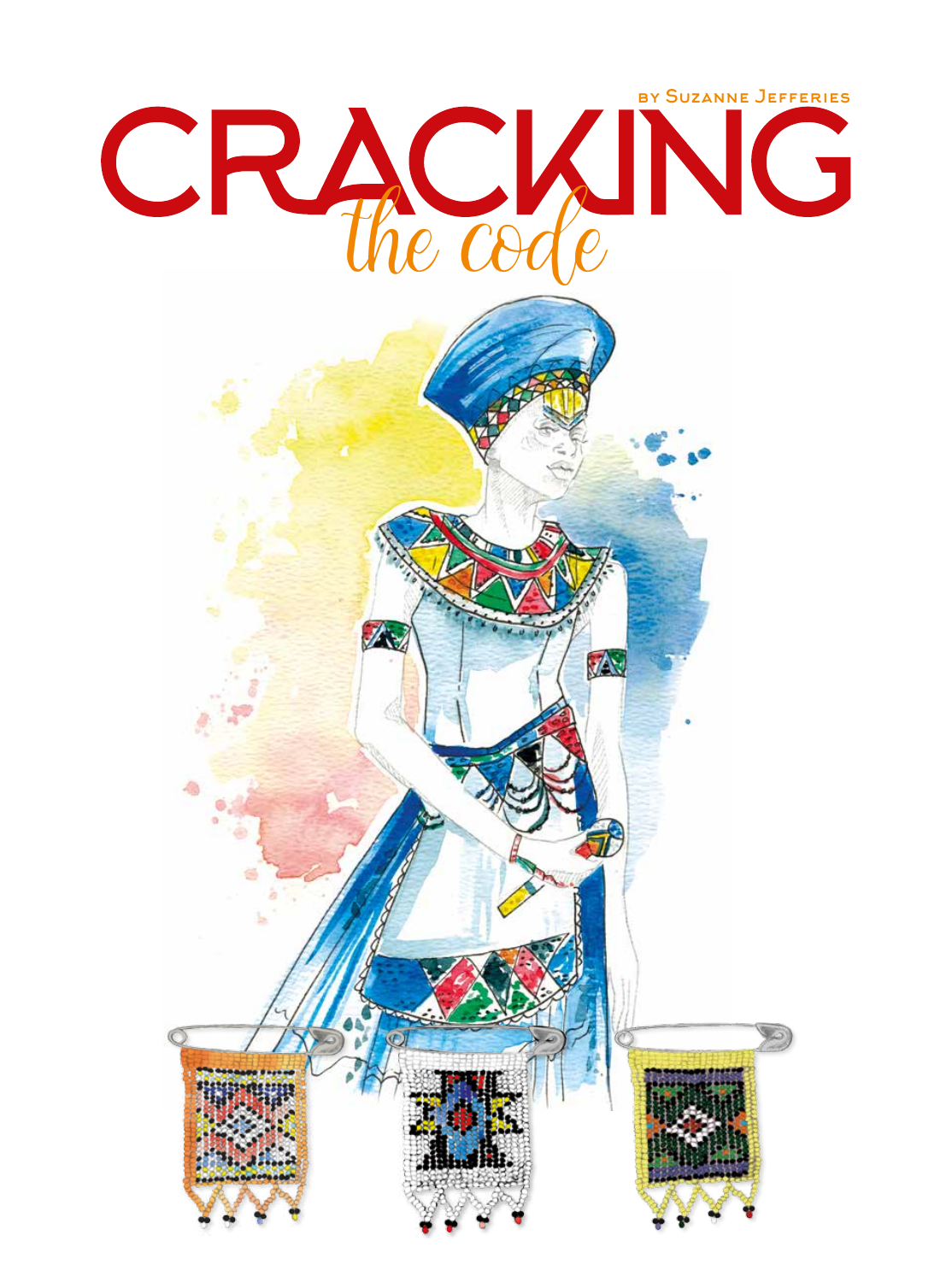# CRACKING *the code*

by Suzanne Jefferies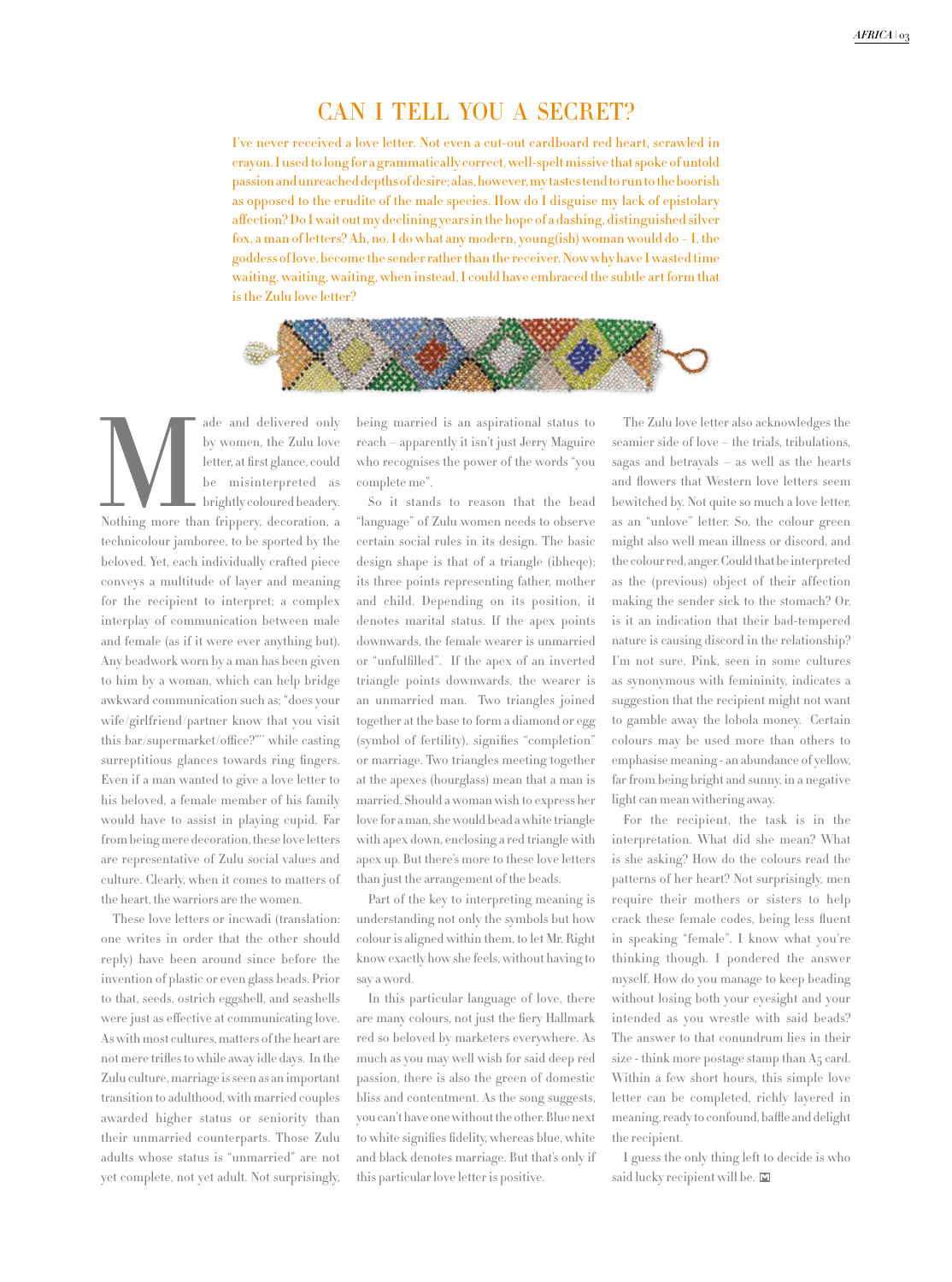# CAN I TELL YOU A SECRET?

I've never received a love letter. Not even a cut-out cardboard red heart, scrawled in crayon. I used to long for a grammatically correct, well-spelt missive that spoke of untold passion and unreached depths of desire; alas, however, my tastes tend to run to the boorish as opposed to the erudite of the male species. How do I disguise my lack of epistolary affection? Do I wait out my declining years in the hope of a dashing, distinguished silver fox, a man of letters? Ah, no. I do what any modern, young(ish) woman would do – I, the goddess of love, become the sender rather than the receiver. Now why have I wasted time waiting, waiting, waiting, when instead, I could have embraced the subtle art form that is the Zulu love letter?

Made and delivered only by women, the Zulu love letter, at first glance, could be misinterpreted as brightly coloured beadery. Nothing more than frippery, decoration, a technicolour jamboree, to be sported by the beloved. Yet, each individually crafted piece conveys a multitude of layer and meaning for the recipient to interpret; a complex interplay of communication between male and female (as if it were ever anything but). Any beadwork worn by a man has been given to him by a woman, which can help bridge awkward communication such as; "does your wife/girlfriend/partner know that you visit this bar/supermarket/office?"" while casting surreptitious glances towards ring fingers. Even if a man wanted to give a love letter to his beloved, a female member of his family would have to assist in playing cupid. Far from being mere decoration, these love letters are representative of Zulu social values and culture. Clearly, when it comes to matters of the heart, the warriors are the women.

These love letters or incwadi (translation: one writes in order that the other should reply) have been around since before the invention of plastic or even glass beads. Prior to that, seeds, ostrich eggshell, and seashells were just as effective at communicating love. As with most cultures, matters of the heart are not mere trifles to while away idle days. In the Zulu culture, marriage is seen as an important transition to adulthood, with married couples awarded higher status or seniority than their unmarried counterparts. Those Zulu adults whose status is "unmarried" are not yet complete, not yet adult. Not surprisingly, being married is an aspirational status to reach – apparently it isn't just Jerry Maguire who recognises the power of the words "you complete me".

So it stands to reason that the bead "language" of Zulu women needs to observe certain social rules in its design. The basic design shape is that of a triangle (ibheqe); its three points representing father, mother and child. Depending on its position, it denotes marital status. If the apex points downwards, the female wearer is unmarried or "unfulfilled". If the apex of an inverted triangle points downwards, the wearer is an unmarried man. Two triangles joined together at the base to form a diamond or egg (symbol of fertility), signifies "completion" or marriage. Two triangles meeting together at the apexes (hourglass) mean that a man is married. Should a woman wish to express her love for a man, she would bead a white triangle with apex down, enclosing a red triangle with apex up. But there's more to these love letters than just the arrangement of the beads.

Part of the key to interpreting meaning is understanding not only the symbols but how colour is aligned within them, to let Mr. Right know exactly how she feels, without having to say a word.

In this particular language of love, there are many colours, not just the fiery Hallmark red so beloved by marketers everywhere. As much as you may well wish for said deep red passion, there is also the green of domestic bliss and contentment. As the song suggests, you can't have one without the other. Blue next to white signifies fidelity, whereas blue, white and black denotes marriage. But that's only if this particular love letter is positive.

The Zulu love letter also acknowledges the seamier side of love – the trials, tribulations, sagas and betrayals – as well as the hearts and flowers that Western love letters seem bewitched by. Not quite so much a love letter, as an "unlove" letter. So, the colour green might also well mean illness or discord, and the colour red, anger. Could that be interpreted as the (previous) object of their affection making the sender sick to the stomach? Or, is it an indication that their bad-tempered nature is causing discord in the relationship? I'm not sure. Pink, seen in some cultures as synonymous with femininity, indicates a suggestion that the recipient might not want to gamble away the lobola money. Certain colours may be used more than others to emphasise meaning - an abundance of yellow, far from being bright and sunny, in a negative light can mean withering away.

For the recipient, the task is in the interpretation. What did she mean? What is she asking? How do the colours read the patterns of her heart? Not surprisingly, men require their mothers or sisters to help crack these female codes, being less fluent in speaking "female". I know what you're thinking though. I pondered the answer myself. How do you manage to keep beading without losing both your eyesight and your intended as you wrestle with said beads? The answer to that conundrum lies in their size - think more postage stamp than A5 card. Within a few short hours, this simple love letter can be completed, richly layered in meaning, ready to confound, baffle and delight the recipient.

I guess the only thing left to decide is who said lucky recipient will be.